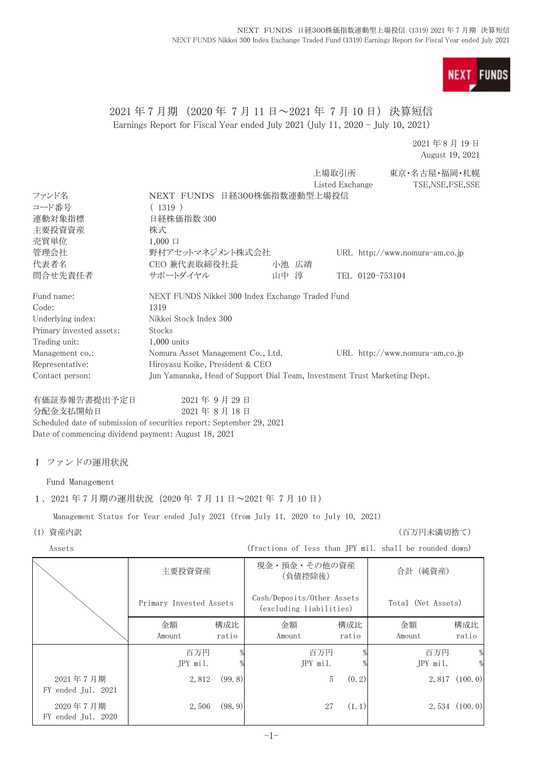# 2021 年 7 月期（2020 年 7 月 11 日～2021 年 7 月 10 日）決算短信

Earnings Report for Fiscal Year ended July 2021 (July 11, 2020 - July 10, 2021)

2021 年 8 月 19 日
August 19, 2021

| | | |
|---|---|---|
| | 上場取引所 Listed Exchange | 東京・名古屋・福岡・札幌 TSE,NSE,FSE,SSE |

| | | | |
|---|---|---|---|
| ファンド名 | NEXT FUNDS 日経300株価指数連動型上場投信 | | |
| コード番号 | ( 1319 ) | | |
| 連動対象指標 | 日経株価指数 300 | | |
| 主要投資資産 | 株式 | | |
| 売買単位 | 1,000 口 | | |
| 管理会社 | 野村アセットマネジメント株式会社 | | URL http://www.nomura-am.co.jp |
| 代表者名 | CEO 兼代表取締役社長 | 小池 広靖 | |
| 問合せ先責任者 | サポートダイヤル | 山中 淳 | TEL 0120-753104 |

| | | |
|---|---|---|
| Fund name: | NEXT FUNDS Nikkei 300 Index Exchange Traded Fund | |
| Code: | 1319 | |
| Underlying index: | Nikkei Stock Index 300 | |
| Primary invested assets: | Stocks | |
| Trading unit: | 1,000 units | |
| Management co.: | Nomura Asset Management Co., Ltd. | URL http://www.nomura-am.co.jp |
| Representative: | Hiroyasu Koike, President & CEO | |
| Contact person: | Jun Yamanaka, Head of Support Dial Team, Investment Trust Marketing Dept. | |

有価証券報告書提出予定日　　2021 年 9 月 29 日
分配金支払開始日　　2021 年 8 月 18 日
Scheduled date of submission of securities report: September 29, 2021
Date of commencing dividend payment: August 18, 2021

## Ⅰ ファンドの運用状況

Fund Management

### 1．2021 年 7 月期の運用状況（2020 年 7 月 11 日～2021 年 7 月 10 日）

Management Status for Year ended July 2021 (from July 11, 2020 to July 10, 2021)

(1) 資産内訳　　（百万円未満切捨て）

Assets　　(fractions of less than JPY mil. shall be rounded down)

| | 主要投資資産 Primary Invested Assets | | 現金・預金・その他の資産（負債控除後） Cash/Deposits/Other Assets (excluding liabilities) | | 合計（純資産） Total (Net Assets) | |
|---|---|---|---|---|---|---|
| | 金額 Amount | 構成比 ratio | 金額 Amount | 構成比 ratio | 金額 Amount | 構成比 ratio |
| | 百万円 JPY mil. | % | 百万円 JPY mil. | % | 百万円 JPY mil. | % |
| 2021 年 7 月期 FY ended Jul. 2021 | 2,812 | (99.8) | 5 | (0.2) | 2,817 | (100.0) |
| 2020 年 7 月期 FY ended Jul. 2020 | 2,506 | (98.9) | 27 | (1.1) | 2,534 | (100.0) |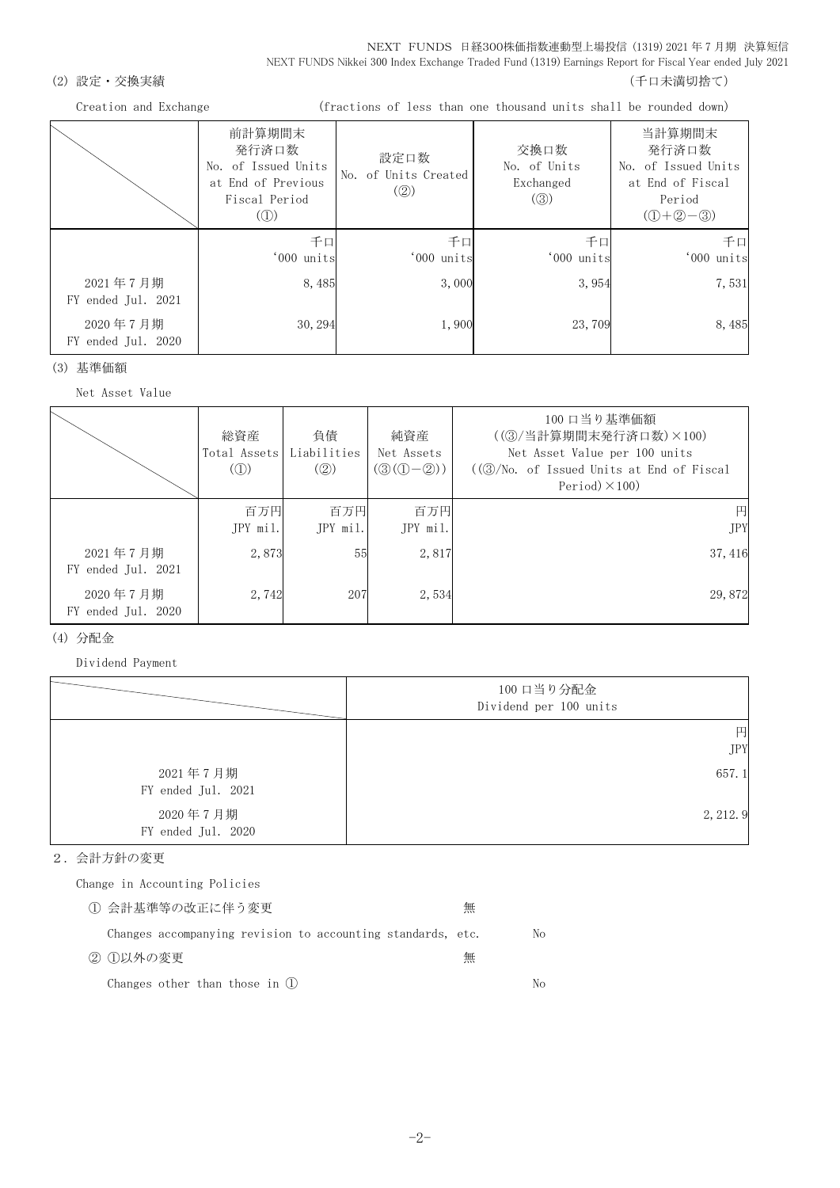(2) 設定・交換実績 （千口未満切捨て）

Creation and Exchange (fractions of less than one thousand units shall be rounded down)

| | 前計算期間末発行済口数<br>No. of Issued Units at End of Previous Fiscal Period<br>(①) | 設定口数<br>No. of Units Created<br>(②) | 交換口数<br>No. of Units Exchanged<br>(③) | 当計算期間末発行済口数<br>No. of Issued Units at End of Fiscal Period<br>(①+②-③) |
|---|---|---|---|---|
| | 千口<br>'000 units | 千口<br>'000 units | 千口<br>'000 units | 千口<br>'000 units |
| 2021年7月期<br>FY ended Jul. 2021 | 8,485 | 3,000 | 3,954 | 7,531 |
| 2020年7月期<br>FY ended Jul. 2020 | 30,294 | 1,900 | 23,709 | 8,485 |

(3) 基準価額

Net Asset Value

| | 総資産<br>Total Assets<br>(①) | 負債<br>Liabilities<br>(②) | 純資産<br>Net Assets<br>(③(①-②)) | 100口当り基準価額<br>((③/当計算期間末発行済口数)×100)<br>Net Asset Value per 100 units<br>((③/No. of Issued Units at End of Fiscal Period)×100) |
|---|---|---|---|---|
| | 百万円<br>JPY mil. | 百万円<br>JPY mil. | 百万円<br>JPY mil. | 円<br>JPY |
| 2021年7月期<br>FY ended Jul. 2021 | 2,873 | 55 | 2,817 | 37,416 |
| 2020年7月期<br>FY ended Jul. 2020 | 2,742 | 207 | 2,534 | 29,872 |

(4) 分配金

Dividend Payment

| | 100口当り分配金<br>Dividend per 100 units |
|---|---|
| | 円<br>JPY |
| 2021年7月期<br>FY ended Jul. 2021 | 657.1 |
| 2020年7月期<br>FY ended Jul. 2020 | 2,212.9 |

2．会計方針の変更

Change in Accounting Policies

① 会計基準等の改正に伴う変更 無

Changes accompanying revision to accounting standards, etc. No

② ①以外の変更 無

Changes other than those in ① No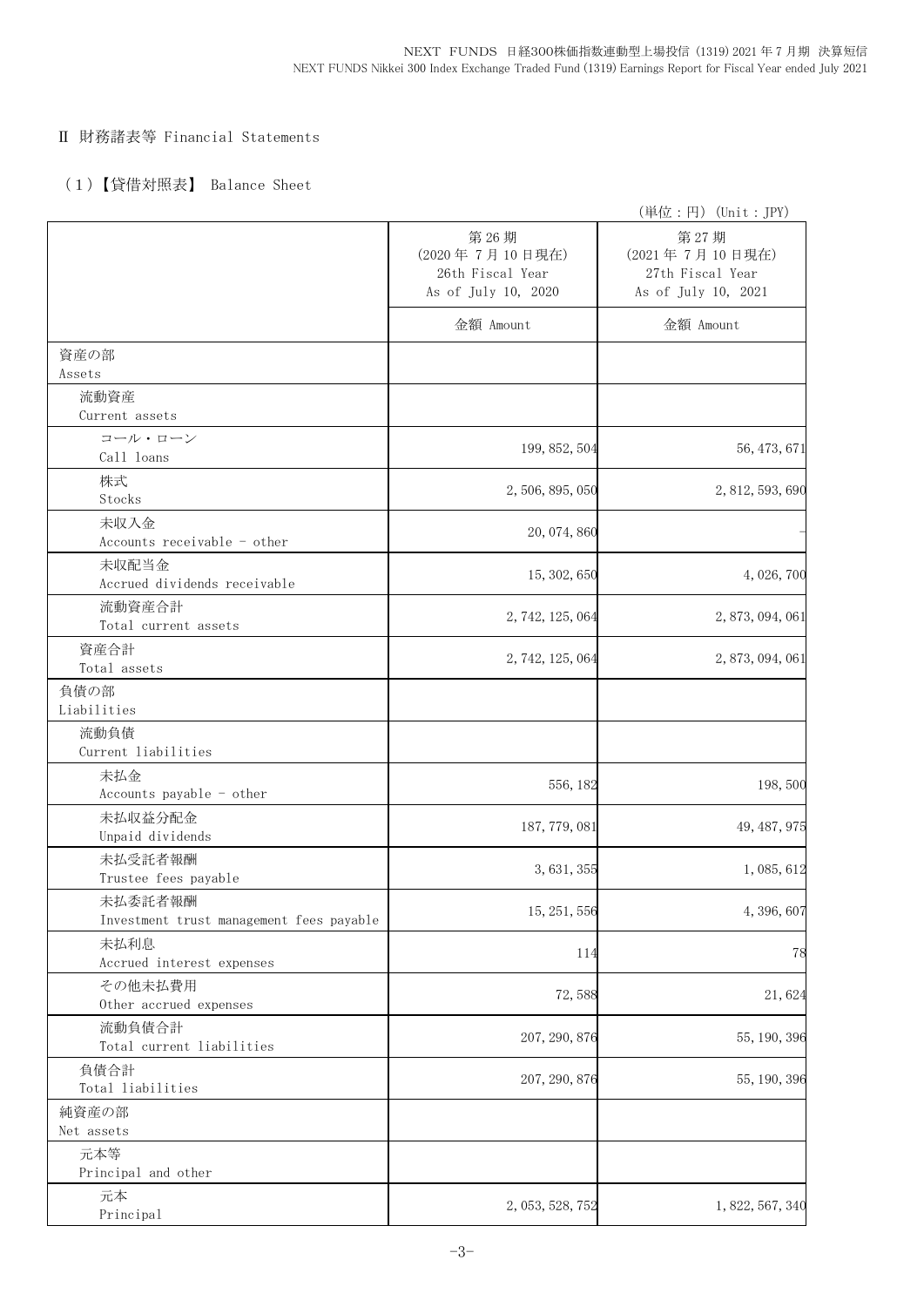## Ⅱ 財務諸表等 Financial Statements

### （1）【貸借対照表】 Balance Sheet

（単位：円）（Unit：JPY）

| | 第26期<br>(2020年7月10日現在)<br>26th Fiscal Year<br>As of July 10, 2020 | 第27期<br>(2021年7月10日現在)<br>27th Fiscal Year<br>As of July 10, 2021 |
|---|---|---|
| | 金額 Amount | 金額 Amount |
| 資産の部<br>Assets | | |
| 流動資産<br>Current assets | | |
| コール・ローン<br>Call loans | 199,852,504 | 56,473,671 |
| 株式<br>Stocks | 2,506,895,050 | 2,812,593,690 |
| 未収入金<br>Accounts receivable - other | 20,074,860 | - |
| 未収配当金<br>Accrued dividends receivable | 15,302,650 | 4,026,700 |
| 流動資産合計<br>Total current assets | 2,742,125,064 | 2,873,094,061 |
| 資産合計<br>Total assets | 2,742,125,064 | 2,873,094,061 |
| 負債の部<br>Liabilities | | |
| 流動負債<br>Current liabilities | | |
| 未払金<br>Accounts payable - other | 556,182 | 198,500 |
| 未払収益分配金<br>Unpaid dividends | 187,779,081 | 49,487,975 |
| 未払受託者報酬<br>Trustee fees payable | 3,631,355 | 1,085,612 |
| 未払委託者報酬<br>Investment trust management fees payable | 15,251,556 | 4,396,607 |
| 未払利息<br>Accrued interest expenses | 114 | 78 |
| その他未払費用<br>Other accrued expenses | 72,588 | 21,624 |
| 流動負債合計<br>Total current liabilities | 207,290,876 | 55,190,396 |
| 負債合計<br>Total liabilities | 207,290,876 | 55,190,396 |
| 純資産の部<br>Net assets | | |
| 元本等<br>Principal and other | | |
| 元本<br>Principal | 2,053,528,752 | 1,822,567,340 |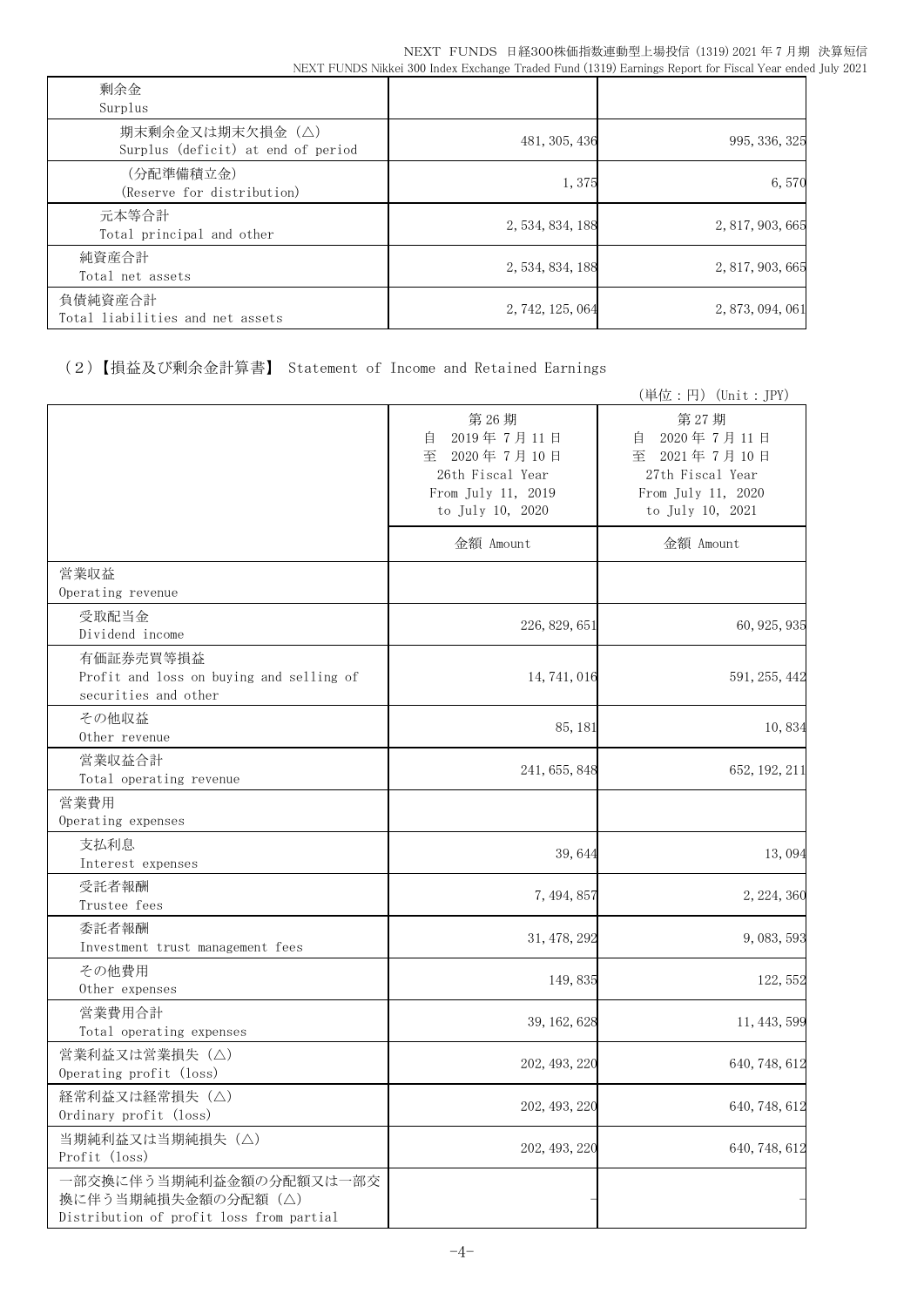| | | |
|---|---|---|
| 剰余金<br>Surplus | | |
| 期末剰余金又は期末欠損金（△）<br>Surplus (deficit) at end of period | 481, 305, 436 | 995, 336, 325 |
| （分配準備積立金）<br>(Reserve for distribution) | 1, 375 | 6, 570 |
| 元本等合計<br>Total principal and other | 2, 534, 834, 188 | 2, 817, 903, 665 |
| 純資産合計<br>Total net assets | 2, 534, 834, 188 | 2, 817, 903, 665 |
| 負債純資産合計<br>Total liabilities and net assets | 2, 742, 125, 064 | 2, 873, 094, 061 |

（2）【損益及び剰余金計算書】 Statement of Income and Retained Earnings

（単位：円）(Unit：JPY)

| | 第26期<br>自 2019年7月11日<br>至 2020年7月10日<br>26th Fiscal Year<br>From July 11, 2019<br>to July 10, 2020 | 第27期<br>自 2020年7月11日<br>至 2021年7月10日<br>27th Fiscal Year<br>From July 11, 2020<br>to July 10, 2021 |
|---|---|---|
| | 金額 Amount | 金額 Amount |
| 営業収益<br>Operating revenue | | |
| 受取配当金<br>Dividend income | 226, 829, 651 | 60, 925, 935 |
| 有価証券売買等損益<br>Profit and loss on buying and selling of securities and other | 14, 741, 016 | 591, 255, 442 |
| その他収益<br>Other revenue | 85, 181 | 10, 834 |
| 営業収益合計<br>Total operating revenue | 241, 655, 848 | 652, 192, 211 |
| 営業費用<br>Operating expenses | | |
| 支払利息<br>Interest expenses | 39, 644 | 13, 094 |
| 受託者報酬<br>Trustee fees | 7, 494, 857 | 2, 224, 360 |
| 委託者報酬<br>Investment trust management fees | 31, 478, 292 | 9, 083, 593 |
| その他費用<br>Other expenses | 149, 835 | 122, 552 |
| 営業費用合計<br>Total operating expenses | 39, 162, 628 | 11, 443, 599 |
| 営業利益又は営業損失（△）<br>Operating profit (loss) | 202, 493, 220 | 640, 748, 612 |
| 経常利益又は経常損失（△）<br>Ordinary profit (loss) | 202, 493, 220 | 640, 748, 612 |
| 当期純利益又は当期純損失（△）<br>Profit (loss) | 202, 493, 220 | 640, 748, 612 |
| 一部交換に伴う当期純利益金額の分配額又は一部交換に伴う当期純損失金額の分配額（△）<br>Distribution of profit loss from partial | - | - |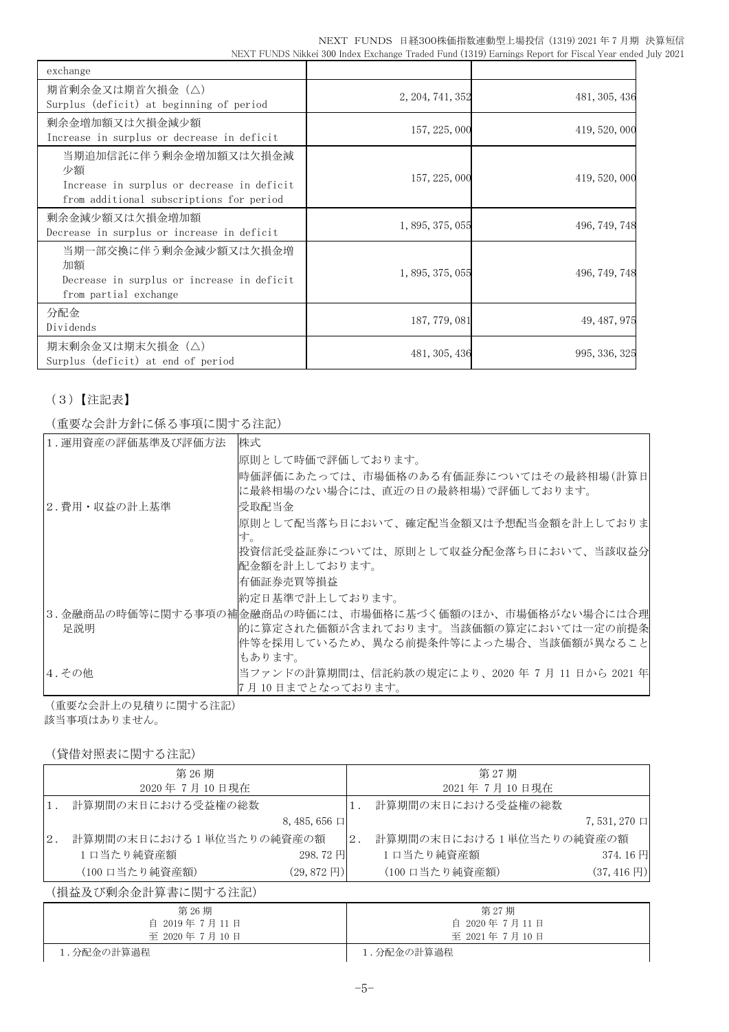| | | |
|---|---|---|
| exchange | | |
| 期首剰余金又は期首欠損金（△）<br>Surplus (deficit) at beginning of period | 2,204,741,352 | 481,305,436 |
| 剰余金増加額又は欠損金減少額<br>Increase in surplus or decrease in deficit | 157,225,000 | 419,520,000 |
| 当期追加信託に伴う剰余金増加額又は欠損金減少額<br>Increase in surplus or decrease in deficit from additional subscriptions for period | 157,225,000 | 419,520,000 |
| 剰余金減少額又は欠損金増加額<br>Decrease in surplus or increase in deficit | 1,895,375,055 | 496,749,748 |
| 当期一部交換に伴う剰余金減少額又は欠損金増加額<br>Decrease in surplus or increase in deficit from partial exchange | 1,895,375,055 | 496,749,748 |
| 分配金<br>Dividends | 187,779,081 | 49,487,975 |
| 期末剰余金又は期末欠損金（△）<br>Surplus (deficit) at end of period | 481,305,436 | 995,336,325 |

（3）【注記表】

（重要な会計方針に係る事項に関する注記）

| | |
|---|---|
| 1.運用資産の評価基準及び評価方法 | 株式<br>原則として時価で評価しております。<br>時価評価にあたっては、市場価格のある有価証券についてはその最終相場(計算日に最終相場のない場合には、直近の日の最終相場)で評価しております。 |
| 2.費用・収益の計上基準 | 受取配当金<br>原則として配当落ち日において、確定配当金額又は予想配当金額を計上しております。<br>投資信託受益証券については、原則として収益分配金落ち日において、当該収益分配金額を計上しております。<br>有価証券売買等損益<br>約定日基準で計上しております。 |
| 3.金融商品の時価等に関する事項の補足説明 | 金融商品の時価には、市場価格に基づく価額のほか、市場価格がない場合には合理的に算定された価額が含まれております。当該価額の算定においては一定の前提条件等を採用しているため、異なる前提条件等によった場合、当該価額が異なることもあります。 |
| 4.その他 | 当ファンドの計算期間は、信託約款の規定により、2020 年 7 月 11 日から 2021 年 7 月 10 日までとなっております。 |

（重要な会計上の見積りに関する注記）
該当事項はありません。

（貸借対照表に関する注記）

| 第 26 期<br>2020 年 7 月 10 日現在 | | 第 27 期<br>2021 年 7 月 10 日現在 | |
|---|---|---|---|
| 1. 計算期間の末日における受益権の総数 | | 1. 計算期間の末日における受益権の総数 | |
| | 8,485,656 口 | | 7,531,270 口 |
| 2. 計算期間の末日における 1 単位当たりの純資産の額 | | 2. 計算期間の末日における 1 単位当たりの純資産の額 | |
| 1 口当たり純資産額 | 298.72 円 | 1 口当たり純資産額 | 374.16 円 |
| (100 口当たり純資産額) | (29,872 円) | (100 口当たり純資産額) | (37,416 円) |

（損益及び剰余金計算書に関する注記）

| 第 26 期<br>自 2019 年 7 月 11 日<br>至 2020 年 7 月 10 日 | 第 27 期<br>自 2020 年 7 月 11 日<br>至 2021 年 7 月 10 日 |
|---|---|
| 1.分配金の計算過程 | 1.分配金の計算過程 |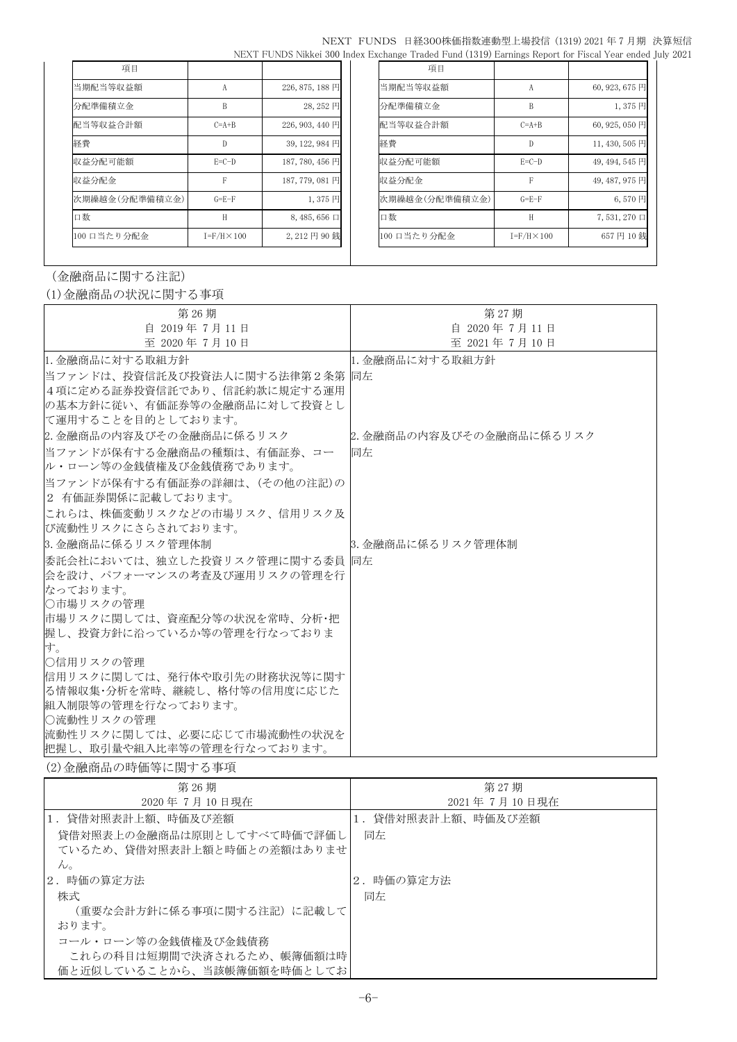| 項目 | | |
|---|---|---|
| 当期配当等収益額 | A | 226,875,188 円 |
| 分配準備積立金 | B | 28,252 円 |
| 配当等収益合計額 | C=A+B | 226,903,440 円 |
| 経費 | D | 39,122,984 円 |
| 収益分配可能額 | E=C-D | 187,780,456 円 |
| 収益分配金 | F | 187,779,081 円 |
| 次期繰越金(分配準備積立金) | G=E-F | 1,375 円 |
| 口数 | H | 8,485,656 口 |
| 100 口当たり分配金 | I=F/H×100 | 2,212 円 90 銭 |

| 項目 | | |
|---|---|---|
| 当期配当等収益額 | A | 60,923,675 円 |
| 分配準備積立金 | B | 1,375 円 |
| 配当等収益合計額 | C=A+B | 60,925,050 円 |
| 経費 | D | 11,430,505 円 |
| 収益分配可能額 | E=C-D | 49,494,545 円 |
| 収益分配金 | F | 49,487,975 円 |
| 次期繰越金(分配準備積立金) | G=E-F | 6,570 円 |
| 口数 | H | 7,531,270 口 |
| 100 口当たり分配金 | I=F/H×100 | 657 円 10 銭 |

（金融商品に関する注記）

(1)金融商品の状況に関する事項

| 第 26 期<br>自 2019 年 7 月 11 日<br>至 2020 年 7 月 10 日 | 第 27 期<br>自 2020 年 7 月 11 日<br>至 2021 年 7 月 10 日 |
|---|---|
| 1. 金融商品に対する取組方針<br>当ファンドは、投資信託及び投資法人に関する法律第２条第４項に定める証券投資信託であり、信託約款に規定する運用の基本方針に従い、有価証券等の金融商品に対して投資として運用することを目的としております。 | 1. 金融商品に対する取組方針<br>同左 |
| 2. 金融商品の内容及びその金融商品に係るリスク<br>当ファンドが保有する金融商品の種類は、有価証券、コール・ローン等の金銭債権及び金銭債務であります。<br>当ファンドが保有する有価証券の詳細は、(その他の注記)の２ 有価証券関係に記載しております。<br>これらは、株価変動リスクなどの市場リスク、信用リスク及び流動性リスクにさらされております。 | 2. 金融商品の内容及びその金融商品に係るリスク<br>同左 |
| 3. 金融商品に係るリスク管理体制<br>委託会社においては、独立した投資リスク管理に関する委員会を設け、パフォーマンスの考査及び運用リスクの管理を行なっております。<br>○市場リスクの管理<br>市場リスクに関しては、資産配分等の状況を常時、分析･把握し、投資方針に沿っているか等の管理を行なっております。<br>○信用リスクの管理<br>信用リスクに関しては、発行体や取引先の財務状況等に関する情報収集･分析を常時、継続し、格付等の信用度に応じた組入制限等の管理を行なっております。<br>○流動性リスクの管理<br>流動性リスクに関しては、必要に応じて市場流動性の状況を把握し、取引量や組入比率等の管理を行なっております。 | 3. 金融商品に係るリスク管理体制<br>同左 |

(2)金融商品の時価等に関する事項

| 第 26 期<br>2020 年 7 月 10 日現在 | 第 27 期<br>2021 年 7 月 10 日現在 |
|---|---|
| 1．貸借対照表計上額、時価及び差額<br>貸借対照表上の金融商品は原則としてすべて時価で評価しているため、貸借対照表計上額と時価との差額はありません。 | 1．貸借対照表計上額、時価及び差額<br>同左 |
| 2．時価の算定方法<br>株式<br>（重要な会計方針に係る事項に関する注記）に記載しております。<br>コール・ローン等の金銭債権及び金銭債務<br>これらの科目は短期間で決済されるため、帳簿価額は時価と近似していることから、当該帳簿価額を時価としてお | 2．時価の算定方法<br>同左 |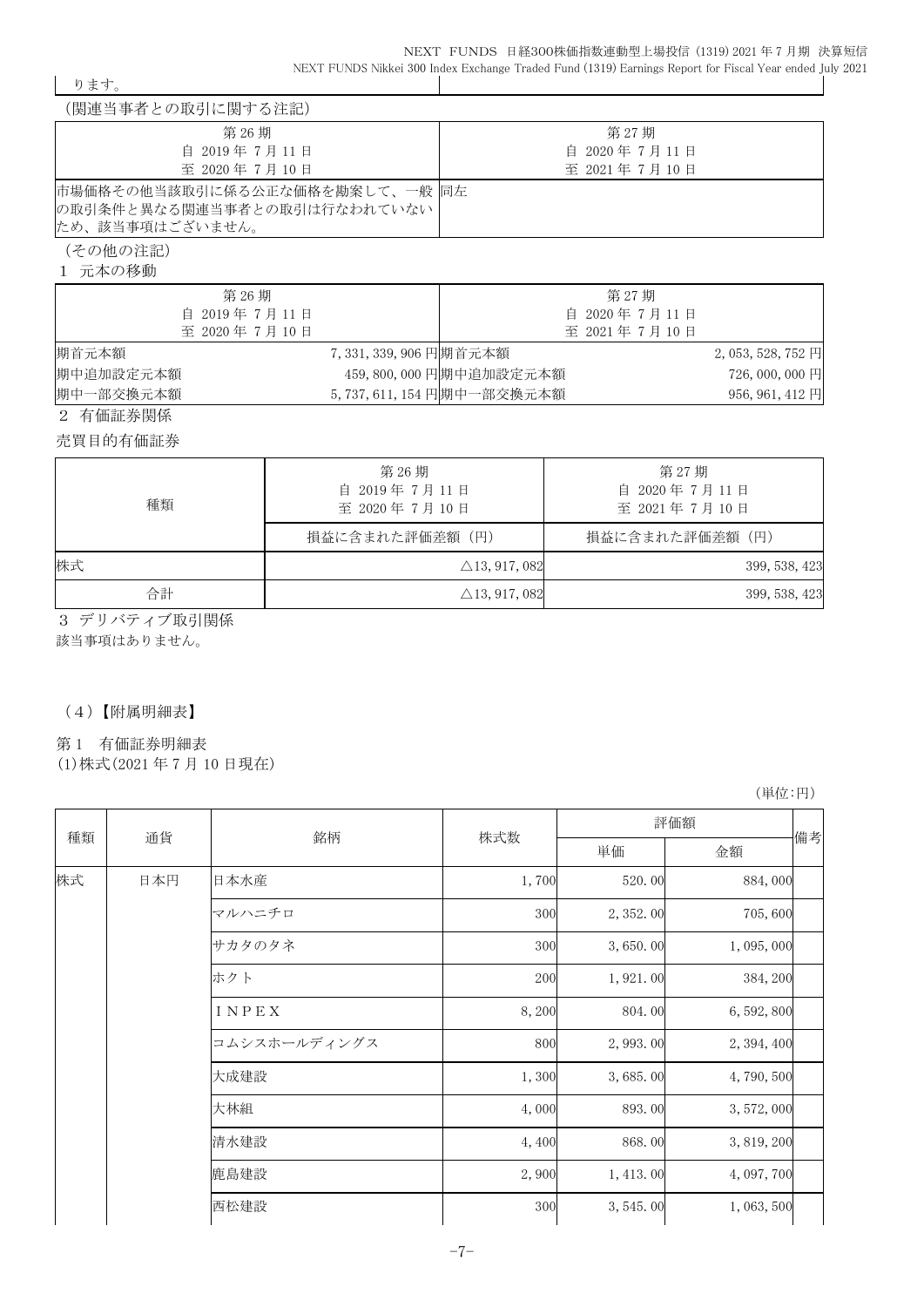ります。

（関連当事者との取引に関する注記）

| 第26期<br>自 2019年7月11日<br>至 2020年7月10日 | 第27期<br>自 2020年7月11日<br>至 2021年7月10日 |
|---|---|
| 市場価格その他当該取引に係る公正な価格を勘案して、一般の取引条件と異なる関連当事者との取引は行なわれていないため、該当事項はございません。 | 同左 |

（その他の注記）

1 元本の移動

| 第26期<br>自 2019年7月11日<br>至 2020年7月10日 | | 第27期<br>自 2020年7月11日<br>至 2021年7月10日 | |
|---|---|---|---|
| 期首元本額 | 7,331,339,906円 | 期首元本額 | 2,053,528,752円 |
| 期中追加設定元本額 | 459,800,000円 | 期中追加設定元本額 | 726,000,000円 |
| 期中一部交換元本額 | 5,737,611,154円 | 期中一部交換元本額 | 956,961,412円 |

2 有価証券関係

売買目的有価証券

| 種類 | 第26期<br>自 2019年7月11日<br>至 2020年7月10日 | 第27期<br>自 2020年7月11日<br>至 2021年7月10日 |
|---|---|---|
| | 損益に含まれた評価差額（円） | 損益に含まれた評価差額（円） |
| 株式 | △13,917,082 | 399,538,423 |
| 合計 | △13,917,082 | 399,538,423 |

3 デリバティブ取引関係

該当事項はありません。

（4）【附属明細表】

第1 有価証券明細表

(1)株式(2021年7月10日現在)

（単位:円）

| 種類 | 通貨 | 銘柄 | 株式数 | 評価額 | | 備考 |
|---|---|---|---|---|---|---|
| | | | | 単価 | 金額 | |
| 株式 | 日本円 | 日本水産 | 1,700 | 520.00 | 884,000 | |
| | | マルハニチロ | 300 | 2,352.00 | 705,600 | |
| | | サカタのタネ | 300 | 3,650.00 | 1,095,000 | |
| | | ホクト | 200 | 1,921.00 | 384,200 | |
| | | ＩＮＰＥＸ | 8,200 | 804.00 | 6,592,800 | |
| | | コムシスホールディングス | 800 | 2,993.00 | 2,394,400 | |
| | | 大成建設 | 1,300 | 3,685.00 | 4,790,500 | |
| | | 大林組 | 4,000 | 893.00 | 3,572,000 | |
| | | 清水建設 | 4,400 | 868.00 | 3,819,200 | |
| | | 鹿島建設 | 2,900 | 1,413.00 | 4,097,700 | |
| | | 西松建設 | 300 | 3,545.00 | 1,063,500 | |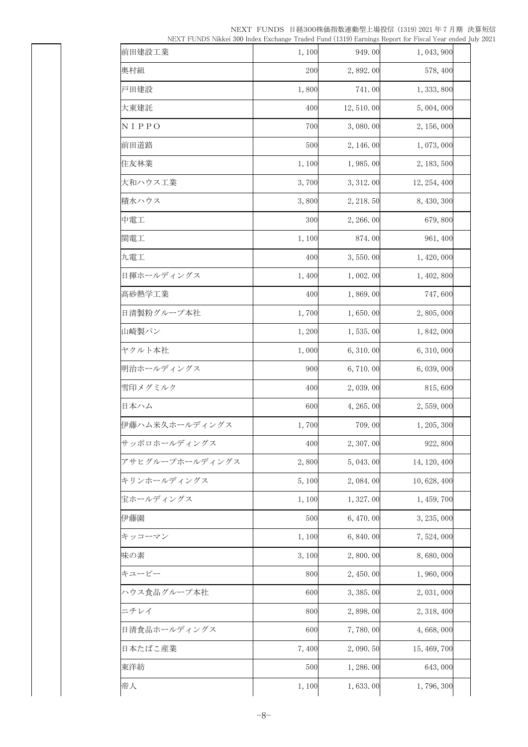| | | | |
|---|---|---|---|
| 前田建設工業 | 1,100 | 949.00 | 1,043,900 |
| 奥村組 | 200 | 2,892.00 | 578,400 |
| 戸田建設 | 1,800 | 741.00 | 1,333,800 |
| 大東建託 | 400 | 12,510.00 | 5,004,000 |
| ＮＩＰＰＯ | 700 | 3,080.00 | 2,156,000 |
| 前田道路 | 500 | 2,146.00 | 1,073,000 |
| 住友林業 | 1,100 | 1,985.00 | 2,183,500 |
| 大和ハウス工業 | 3,700 | 3,312.00 | 12,254,400 |
| 積水ハウス | 3,800 | 2,218.50 | 8,430,300 |
| 中電工 | 300 | 2,266.00 | 679,800 |
| 関電工 | 1,100 | 874.00 | 961,400 |
| 九電工 | 400 | 3,550.00 | 1,420,000 |
| 日揮ホールディングス | 1,400 | 1,002.00 | 1,402,800 |
| 高砂熱学工業 | 400 | 1,869.00 | 747,600 |
| 日清製粉グループ本社 | 1,700 | 1,650.00 | 2,805,000 |
| 山崎製パン | 1,200 | 1,535.00 | 1,842,000 |
| ヤクルト本社 | 1,000 | 6,310.00 | 6,310,000 |
| 明治ホールディングス | 900 | 6,710.00 | 6,039,000 |
| 雪印メグミルク | 400 | 2,039.00 | 815,600 |
| 日本ハム | 600 | 4,265.00 | 2,559,000 |
| 伊藤ハム米久ホールディングス | 1,700 | 709.00 | 1,205,300 |
| サッポロホールディングス | 400 | 2,307.00 | 922,800 |
| アサヒグループホールディングス | 2,800 | 5,043.00 | 14,120,400 |
| キリンホールディングス | 5,100 | 2,084.00 | 10,628,400 |
| 宝ホールディングス | 1,100 | 1,327.00 | 1,459,700 |
| 伊藤園 | 500 | 6,470.00 | 3,235,000 |
| キッコーマン | 1,100 | 6,840.00 | 7,524,000 |
| 味の素 | 3,100 | 2,800.00 | 8,680,000 |
| キユーピー | 800 | 2,450.00 | 1,960,000 |
| ハウス食品グループ本社 | 600 | 3,385.00 | 2,031,000 |
| ニチレイ | 800 | 2,898.00 | 2,318,400 |
| 日清食品ホールディングス | 600 | 7,780.00 | 4,668,000 |
| 日本たばこ産業 | 7,400 | 2,090.50 | 15,469,700 |
| 東洋紡 | 500 | 1,286.00 | 643,000 |
| 帝人 | 1,100 | 1,633.00 | 1,796,300 |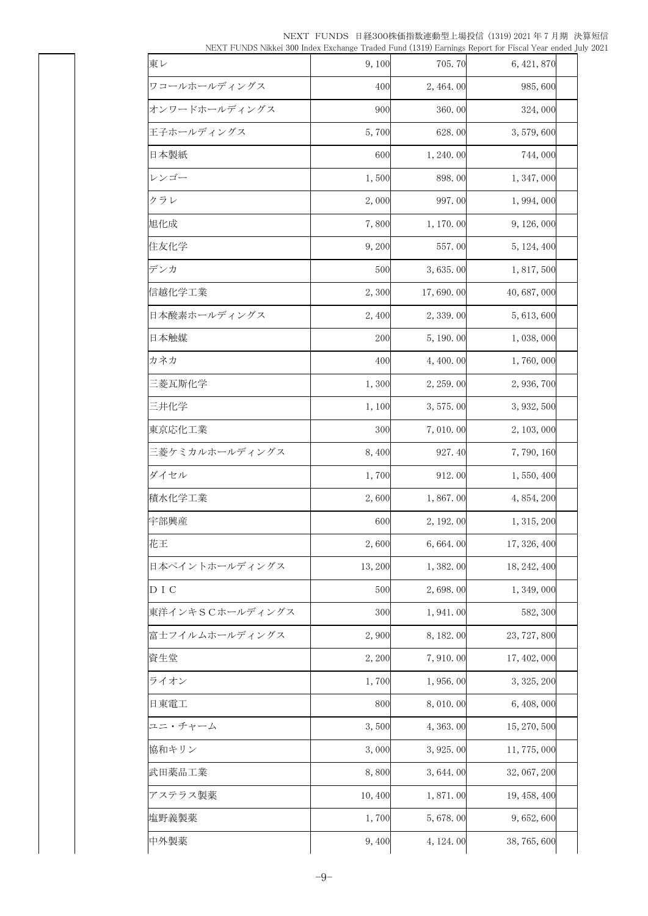| | | | |
|---|---|---|---|
| 東レ | 9,100 | 705.70 | 6,421,870 |
| ワコールホールディングス | 400 | 2,464.00 | 985,600 |
| オンワードホールディングス | 900 | 360.00 | 324,000 |
| 王子ホールディングス | 5,700 | 628.00 | 3,579,600 |
| 日本製紙 | 600 | 1,240.00 | 744,000 |
| レンゴー | 1,500 | 898.00 | 1,347,000 |
| クラレ | 2,000 | 997.00 | 1,994,000 |
| 旭化成 | 7,800 | 1,170.00 | 9,126,000 |
| 住友化学 | 9,200 | 557.00 | 5,124,400 |
| デンカ | 500 | 3,635.00 | 1,817,500 |
| 信越化学工業 | 2,300 | 17,690.00 | 40,687,000 |
| 日本酸素ホールディングス | 2,400 | 2,339.00 | 5,613,600 |
| 日本触媒 | 200 | 5,190.00 | 1,038,000 |
| カネカ | 400 | 4,400.00 | 1,760,000 |
| 三菱瓦斯化学 | 1,300 | 2,259.00 | 2,936,700 |
| 三井化学 | 1,100 | 3,575.00 | 3,932,500 |
| 東京応化工業 | 300 | 7,010.00 | 2,103,000 |
| 三菱ケミカルホールディングス | 8,400 | 927.40 | 7,790,160 |
| ダイセル | 1,700 | 912.00 | 1,550,400 |
| 積水化学工業 | 2,600 | 1,867.00 | 4,854,200 |
| 宇部興産 | 600 | 2,192.00 | 1,315,200 |
| 花王 | 2,600 | 6,664.00 | 17,326,400 |
| 日本ペイントホールディングス | 13,200 | 1,382.00 | 18,242,400 |
| ＤＩＣ | 500 | 2,698.00 | 1,349,000 |
| 東洋インキＳＣホールディングス | 300 | 1,941.00 | 582,300 |
| 富士フイルムホールディングス | 2,900 | 8,182.00 | 23,727,800 |
| 資生堂 | 2,200 | 7,910.00 | 17,402,000 |
| ライオン | 1,700 | 1,956.00 | 3,325,200 |
| 日東電工 | 800 | 8,010.00 | 6,408,000 |
| ユニ・チャーム | 3,500 | 4,363.00 | 15,270,500 |
| 協和キリン | 3,000 | 3,925.00 | 11,775,000 |
| 武田薬品工業 | 8,800 | 3,644.00 | 32,067,200 |
| アステラス製薬 | 10,400 | 1,871.00 | 19,458,400 |
| 塩野義製薬 | 1,700 | 5,678.00 | 9,652,600 |
| 中外製薬 | 9,400 | 4,124.00 | 38,765,600 |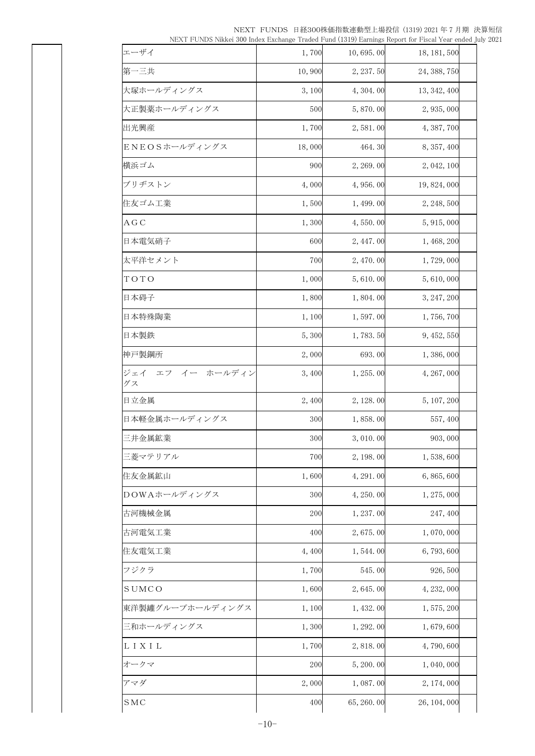| | | | | |
|---|---|---|---|---|
| エーザイ | 1,700 | 10,695.00 | 18,181,500 | |
| 第一三共 | 10,900 | 2,237.50 | 24,388,750 | |
| 大塚ホールディングス | 3,100 | 4,304.00 | 13,342,400 | |
| 大正製薬ホールディングス | 500 | 5,870.00 | 2,935,000 | |
| 出光興産 | 1,700 | 2,581.00 | 4,387,700 | |
| ＥＮＥＯＳホールディングス | 18,000 | 464.30 | 8,357,400 | |
| 横浜ゴム | 900 | 2,269.00 | 2,042,100 | |
| ブリヂストン | 4,000 | 4,956.00 | 19,824,000 | |
| 住友ゴム工業 | 1,500 | 1,499.00 | 2,248,500 | |
| ＡＧＣ | 1,300 | 4,550.00 | 5,915,000 | |
| 日本電気硝子 | 600 | 2,447.00 | 1,468,200 | |
| 太平洋セメント | 700 | 2,470.00 | 1,729,000 | |
| ＴＯＴＯ | 1,000 | 5,610.00 | 5,610,000 | |
| 日本碍子 | 1,800 | 1,804.00 | 3,247,200 | |
| 日本特殊陶業 | 1,100 | 1,597.00 | 1,756,700 | |
| 日本製鉄 | 5,300 | 1,783.50 | 9,452,550 | |
| 神戸製鋼所 | 2,000 | 693.00 | 1,386,000 | |
| ジェイ　エフ　イー　ホールディングス | 3,400 | 1,255.00 | 4,267,000 | |
| 日立金属 | 2,400 | 2,128.00 | 5,107,200 | |
| 日本軽金属ホールディングス | 300 | 1,858.00 | 557,400 | |
| 三井金属鉱業 | 300 | 3,010.00 | 903,000 | |
| 三菱マテリアル | 700 | 2,198.00 | 1,538,600 | |
| 住友金属鉱山 | 1,600 | 4,291.00 | 6,865,600 | |
| ＤＯＷＡホールディングス | 300 | 4,250.00 | 1,275,000 | |
| 古河機械金属 | 200 | 1,237.00 | 247,400 | |
| 古河電気工業 | 400 | 2,675.00 | 1,070,000 | |
| 住友電気工業 | 4,400 | 1,544.00 | 6,793,600 | |
| フジクラ | 1,700 | 545.00 | 926,500 | |
| ＳＵＭＣＯ | 1,600 | 2,645.00 | 4,232,000 | |
| 東洋製罐グループホールディングス | 1,100 | 1,432.00 | 1,575,200 | |
| 三和ホールディングス | 1,300 | 1,292.00 | 1,679,600 | |
| ＬＩＸＩＬ | 1,700 | 2,818.00 | 4,790,600 | |
| オークマ | 200 | 5,200.00 | 1,040,000 | |
| アマダ | 2,000 | 1,087.00 | 2,174,000 | |
| ＳＭＣ | 400 | 65,260.00 | 26,104,000 | |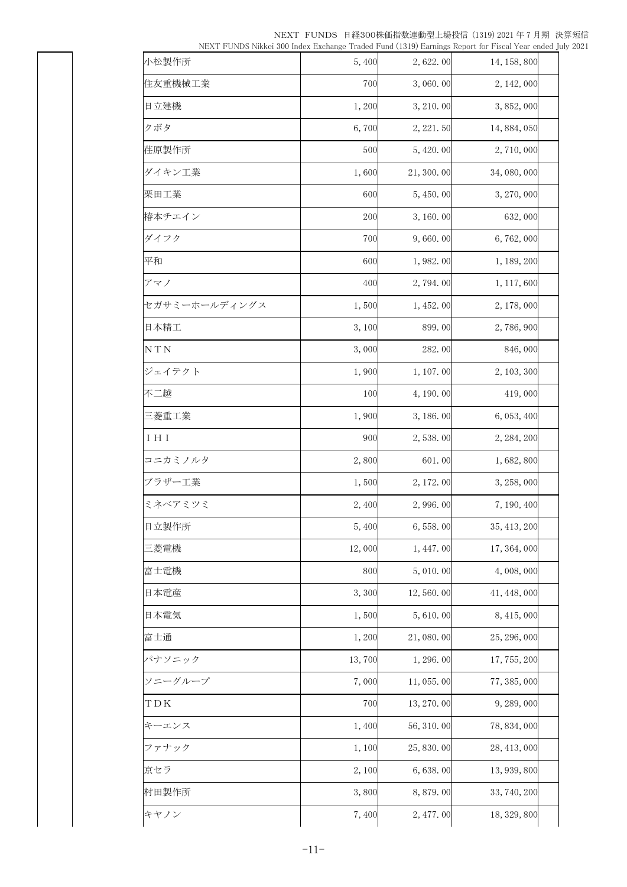| | | | | |
|---|---|---|---|---|
| 小松製作所 | 5,400 | 2,622.00 | 14,158,800 | |
| 住友重機械工業 | 700 | 3,060.00 | 2,142,000 | |
| 日立建機 | 1,200 | 3,210.00 | 3,852,000 | |
| クボタ | 6,700 | 2,221.50 | 14,884,050 | |
| 荏原製作所 | 500 | 5,420.00 | 2,710,000 | |
| ダイキン工業 | 1,600 | 21,300.00 | 34,080,000 | |
| 栗田工業 | 600 | 5,450.00 | 3,270,000 | |
| 椿本チエイン | 200 | 3,160.00 | 632,000 | |
| ダイフク | 700 | 9,660.00 | 6,762,000 | |
| 平和 | 600 | 1,982.00 | 1,189,200 | |
| アマノ | 400 | 2,794.00 | 1,117,600 | |
| セガサミーホールディングス | 1,500 | 1,452.00 | 2,178,000 | |
| 日本精工 | 3,100 | 899.00 | 2,786,900 | |
| ＮＴＮ | 3,000 | 282.00 | 846,000 | |
| ジェイテクト | 1,900 | 1,107.00 | 2,103,300 | |
| 不二越 | 100 | 4,190.00 | 419,000 | |
| 三菱重工業 | 1,900 | 3,186.00 | 6,053,400 | |
| ＩＨＩ | 900 | 2,538.00 | 2,284,200 | |
| コニカミノルタ | 2,800 | 601.00 | 1,682,800 | |
| ブラザー工業 | 1,500 | 2,172.00 | 3,258,000 | |
| ミネベアミツミ | 2,400 | 2,996.00 | 7,190,400 | |
| 日立製作所 | 5,400 | 6,558.00 | 35,413,200 | |
| 三菱電機 | 12,000 | 1,447.00 | 17,364,000 | |
| 富士電機 | 800 | 5,010.00 | 4,008,000 | |
| 日本電産 | 3,300 | 12,560.00 | 41,448,000 | |
| 日本電気 | 1,500 | 5,610.00 | 8,415,000 | |
| 富士通 | 1,200 | 21,080.00 | 25,296,000 | |
| パナソニック | 13,700 | 1,296.00 | 17,755,200 | |
| ソニーグループ | 7,000 | 11,055.00 | 77,385,000 | |
| ＴＤＫ | 700 | 13,270.00 | 9,289,000 | |
| キーエンス | 1,400 | 56,310.00 | 78,834,000 | |
| ファナック | 1,100 | 25,830.00 | 28,413,000 | |
| 京セラ | 2,100 | 6,638.00 | 13,939,800 | |
| 村田製作所 | 3,800 | 8,879.00 | 33,740,200 | |
| キヤノン | 7,400 | 2,477.00 | 18,329,800 | |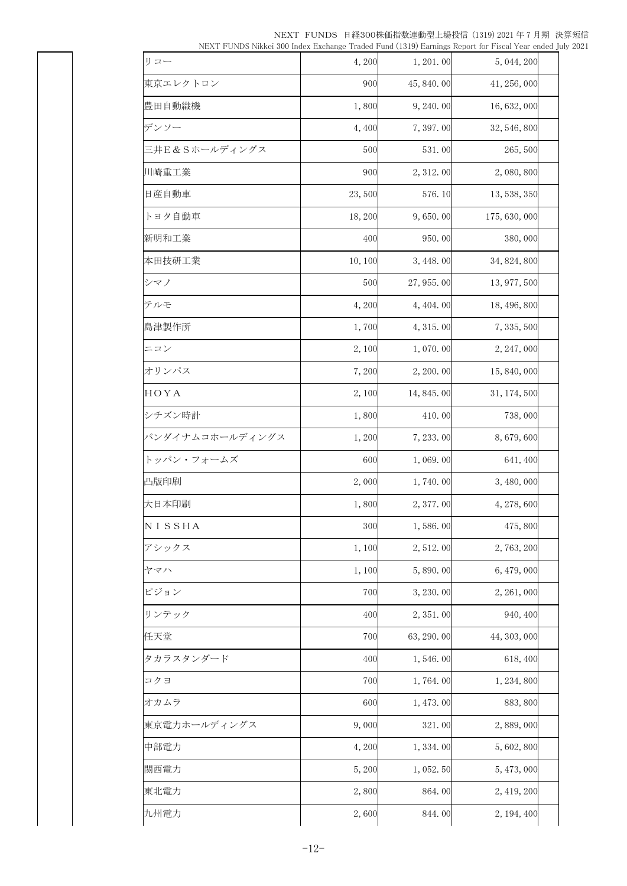| | | | |
|---|---|---|---|
| リコー | 4, 200 | 1, 201. 00 | 5, 044, 200 |
| 東京エレクトロン | 900 | 45, 840. 00 | 41, 256, 000 |
| 豊田自動織機 | 1, 800 | 9, 240. 00 | 16, 632, 000 |
| デンソー | 4, 400 | 7, 397. 00 | 32, 546, 800 |
| 三井Ｅ＆Ｓホールディングス | 500 | 531. 00 | 265, 500 |
| 川崎重工業 | 900 | 2, 312. 00 | 2, 080, 800 |
| 日産自動車 | 23, 500 | 576. 10 | 13, 538, 350 |
| トヨタ自動車 | 18, 200 | 9, 650. 00 | 175, 630, 000 |
| 新明和工業 | 400 | 950. 00 | 380, 000 |
| 本田技研工業 | 10, 100 | 3, 448. 00 | 34, 824, 800 |
| シマノ | 500 | 27, 955. 00 | 13, 977, 500 |
| テルモ | 4, 200 | 4, 404. 00 | 18, 496, 800 |
| 島津製作所 | 1, 700 | 4, 315. 00 | 7, 335, 500 |
| ニコン | 2, 100 | 1, 070. 00 | 2, 247, 000 |
| オリンパス | 7, 200 | 2, 200. 00 | 15, 840, 000 |
| ＨＯＹＡ | 2, 100 | 14, 845. 00 | 31, 174, 500 |
| シチズン時計 | 1, 800 | 410. 00 | 738, 000 |
| バンダイナムコホールディングス | 1, 200 | 7, 233. 00 | 8, 679, 600 |
| トッパン・フォームズ | 600 | 1, 069. 00 | 641, 400 |
| 凸版印刷 | 2, 000 | 1, 740. 00 | 3, 480, 000 |
| 大日本印刷 | 1, 800 | 2, 377. 00 | 4, 278, 600 |
| ＮＩＳＳＨＡ | 300 | 1, 586. 00 | 475, 800 |
| アシックス | 1, 100 | 2, 512. 00 | 2, 763, 200 |
| ヤマハ | 1, 100 | 5, 890. 00 | 6, 479, 000 |
| ピジョン | 700 | 3, 230. 00 | 2, 261, 000 |
| リンテック | 400 | 2, 351. 00 | 940, 400 |
| 任天堂 | 700 | 63, 290. 00 | 44, 303, 000 |
| タカラスタンダード | 400 | 1, 546. 00 | 618, 400 |
| コクヨ | 700 | 1, 764. 00 | 1, 234, 800 |
| オカムラ | 600 | 1, 473. 00 | 883, 800 |
| 東京電力ホールディングス | 9, 000 | 321. 00 | 2, 889, 000 |
| 中部電力 | 4, 200 | 1, 334. 00 | 5, 602, 800 |
| 関西電力 | 5, 200 | 1, 052. 50 | 5, 473, 000 |
| 東北電力 | 2, 800 | 864. 00 | 2, 419, 200 |
| 九州電力 | 2, 600 | 844. 00 | 2, 194, 400 |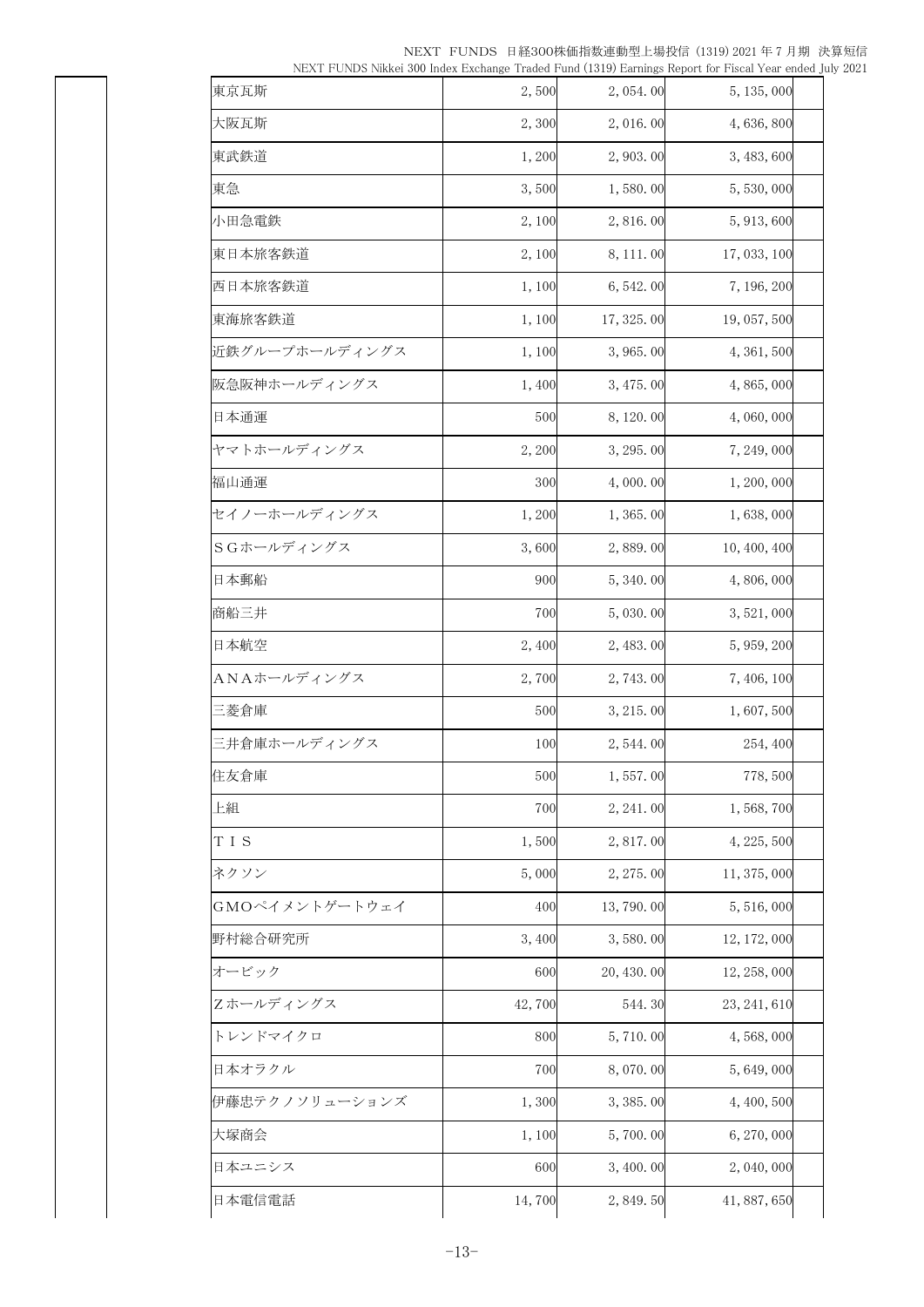| | | | | |
|---|---|---|---|---|
| 東京瓦斯 | 2, 500 | 2, 054. 00 | 5, 135, 000 | |
| 大阪瓦斯 | 2, 300 | 2, 016. 00 | 4, 636, 800 | |
| 東武鉄道 | 1, 200 | 2, 903. 00 | 3, 483, 600 | |
| 東急 | 3, 500 | 1, 580. 00 | 5, 530, 000 | |
| 小田急電鉄 | 2, 100 | 2, 816. 00 | 5, 913, 600 | |
| 東日本旅客鉄道 | 2, 100 | 8, 111. 00 | 17, 033, 100 | |
| 西日本旅客鉄道 | 1, 100 | 6, 542. 00 | 7, 196, 200 | |
| 東海旅客鉄道 | 1, 100 | 17, 325. 00 | 19, 057, 500 | |
| 近鉄グループホールディングス | 1, 100 | 3, 965. 00 | 4, 361, 500 | |
| 阪急阪神ホールディングス | 1, 400 | 3, 475. 00 | 4, 865, 000 | |
| 日本通運 | 500 | 8, 120. 00 | 4, 060, 000 | |
| ヤマトホールディングス | 2, 200 | 3, 295. 00 | 7, 249, 000 | |
| 福山通運 | 300 | 4, 000. 00 | 1, 200, 000 | |
| セイノーホールディングス | 1, 200 | 1, 365. 00 | 1, 638, 000 | |
| ＳＧホールディングス | 3, 600 | 2, 889. 00 | 10, 400, 400 | |
| 日本郵船 | 900 | 5, 340. 00 | 4, 806, 000 | |
| 商船三井 | 700 | 5, 030. 00 | 3, 521, 000 | |
| 日本航空 | 2, 400 | 2, 483. 00 | 5, 959, 200 | |
| ＡＮＡホールディングス | 2, 700 | 2, 743. 00 | 7, 406, 100 | |
| 三菱倉庫 | 500 | 3, 215. 00 | 1, 607, 500 | |
| 三井倉庫ホールディングス | 100 | 2, 544. 00 | 254, 400 | |
| 住友倉庫 | 500 | 1, 557. 00 | 778, 500 | |
| 上組 | 700 | 2, 241. 00 | 1, 568, 700 | |
| ＴＩＳ | 1, 500 | 2, 817. 00 | 4, 225, 500 | |
| ネクソン | 5, 000 | 2, 275. 00 | 11, 375, 000 | |
| ＧＭＯペイメントゲートウェイ | 400 | 13, 790. 00 | 5, 516, 000 | |
| 野村総合研究所 | 3, 400 | 3, 580. 00 | 12, 172, 000 | |
| オービック | 600 | 20, 430. 00 | 12, 258, 000 | |
| Ｚホールディングス | 42, 700 | 544. 30 | 23, 241, 610 | |
| トレンドマイクロ | 800 | 5, 710. 00 | 4, 568, 000 | |
| 日本オラクル | 700 | 8, 070. 00 | 5, 649, 000 | |
| 伊藤忠テクノソリューションズ | 1, 300 | 3, 385. 00 | 4, 400, 500 | |
| 大塚商会 | 1, 100 | 5, 700. 00 | 6, 270, 000 | |
| 日本ユニシス | 600 | 3, 400. 00 | 2, 040, 000 | |
| 日本電信電話 | 14, 700 | 2, 849. 50 | 41, 887, 650 | |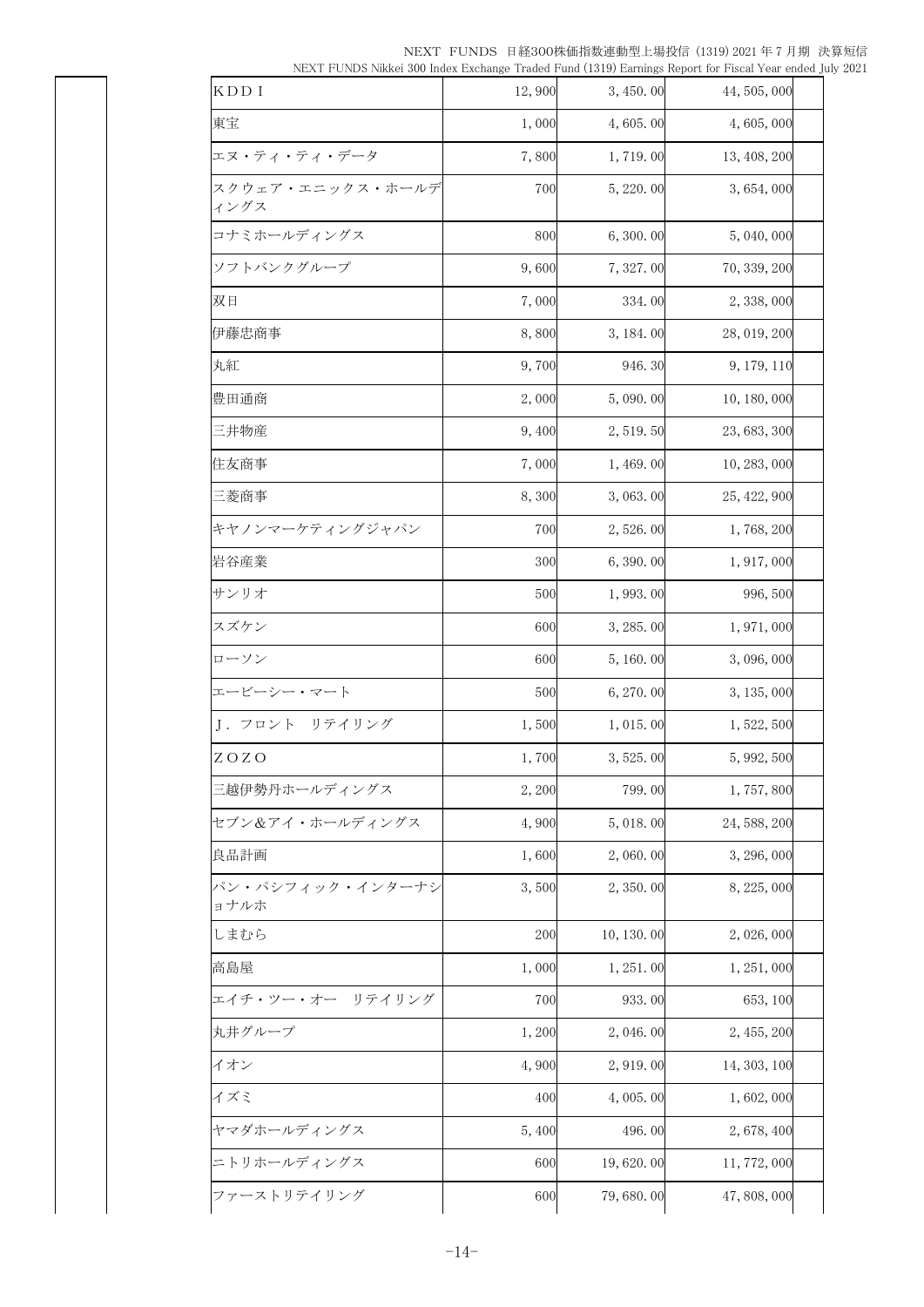| | | | | |
|---|---|---|---|---|
| ＫＤＤＩ | 12,900 | 3,450.00 | 44,505,000 | |
| 東宝 | 1,000 | 4,605.00 | 4,605,000 | |
| エヌ・ティ・ティ・データ | 7,800 | 1,719.00 | 13,408,200 | |
| スクウェア・エニックス・ホールディングス | 700 | 5,220.00 | 3,654,000 | |
| コナミホールディングス | 800 | 6,300.00 | 5,040,000 | |
| ソフトバンクグループ | 9,600 | 7,327.00 | 70,339,200 | |
| 双日 | 7,000 | 334.00 | 2,338,000 | |
| 伊藤忠商事 | 8,800 | 3,184.00 | 28,019,200 | |
| 丸紅 | 9,700 | 946.30 | 9,179,110 | |
| 豊田通商 | 2,000 | 5,090.00 | 10,180,000 | |
| 三井物産 | 9,400 | 2,519.50 | 23,683,300 | |
| 住友商事 | 7,000 | 1,469.00 | 10,283,000 | |
| 三菱商事 | 8,300 | 3,063.00 | 25,422,900 | |
| キヤノンマーケティングジャパン | 700 | 2,526.00 | 1,768,200 | |
| 岩谷産業 | 300 | 6,390.00 | 1,917,000 | |
| サンリオ | 500 | 1,993.00 | 996,500 | |
| スズケン | 600 | 3,285.00 | 1,971,000 | |
| ローソン | 600 | 5,160.00 | 3,096,000 | |
| エービーシー・マート | 500 | 6,270.00 | 3,135,000 | |
| Ｊ．フロント　リテイリング | 1,500 | 1,015.00 | 1,522,500 | |
| ＺＯＺＯ | 1,700 | 3,525.00 | 5,992,500 | |
| 三越伊勢丹ホールディングス | 2,200 | 799.00 | 1,757,800 | |
| セブン&アイ・ホールディングス | 4,900 | 5,018.00 | 24,588,200 | |
| 良品計画 | 1,600 | 2,060.00 | 3,296,000 | |
| パン・パシフィック・インターナショナルホ | 3,500 | 2,350.00 | 8,225,000 | |
| しまむら | 200 | 10,130.00 | 2,026,000 | |
| 高島屋 | 1,000 | 1,251.00 | 1,251,000 | |
| エイチ・ツー・オー　リテイリング | 700 | 933.00 | 653,100 | |
| 丸井グループ | 1,200 | 2,046.00 | 2,455,200 | |
| イオン | 4,900 | 2,919.00 | 14,303,100 | |
| イズミ | 400 | 4,005.00 | 1,602,000 | |
| ヤマダホールディングス | 5,400 | 496.00 | 2,678,400 | |
| ニトリホールディングス | 600 | 19,620.00 | 11,772,000 | |
| ファーストリテイリング | 600 | 79,680.00 | 47,808,000 | |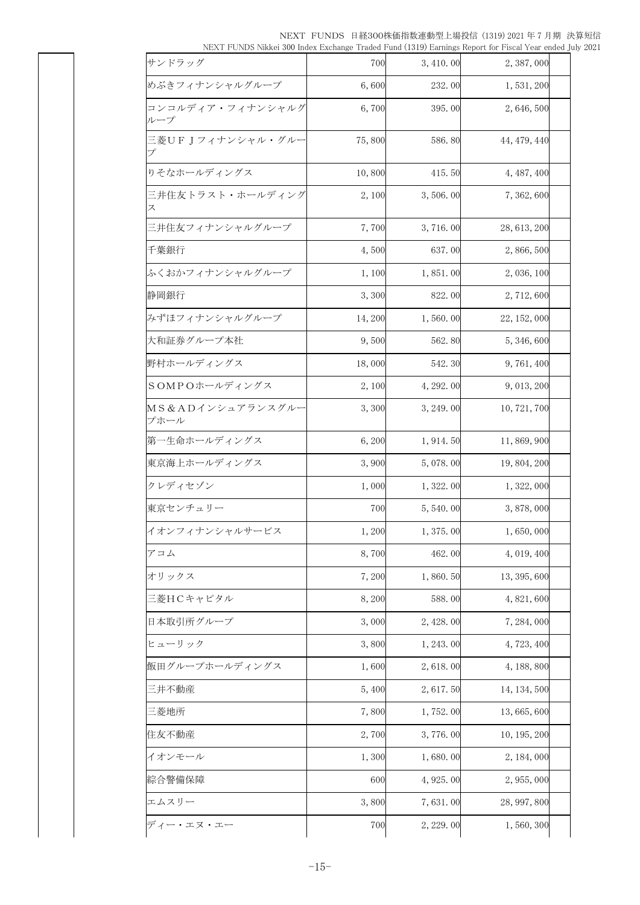| | | | | |
|---|---|---|---|---|
| サンドラッグ | 700 | 3, 410. 00 | 2, 387, 000 | |
| めぶきフィナンシャルグループ | 6, 600 | 232. 00 | 1, 531, 200 | |
| コンコルディア・フィナンシャルグループ | 6, 700 | 395. 00 | 2, 646, 500 | |
| 三菱ＵＦＪフィナンシャル・グループ | 75, 800 | 586. 80 | 44, 479, 440 | |
| りそなホールディングス | 10, 800 | 415. 50 | 4, 487, 400 | |
| 三井住友トラスト・ホールディングス | 2, 100 | 3, 506. 00 | 7, 362, 600 | |
| 三井住友フィナンシャルグループ | 7, 700 | 3, 716. 00 | 28, 613, 200 | |
| 千葉銀行 | 4, 500 | 637. 00 | 2, 866, 500 | |
| ふくおかフィナンシャルグループ | 1, 100 | 1, 851. 00 | 2, 036, 100 | |
| 静岡銀行 | 3, 300 | 822. 00 | 2, 712, 600 | |
| みずほフィナンシャルグループ | 14, 200 | 1, 560. 00 | 22, 152, 000 | |
| 大和証券グループ本社 | 9, 500 | 562. 80 | 5, 346, 600 | |
| 野村ホールディングス | 18, 000 | 542. 30 | 9, 761, 400 | |
| ＳＯＭＰＯホールディングス | 2, 100 | 4, 292. 00 | 9, 013, 200 | |
| ＭＳ＆ＡＤインシュアランスグループホール | 3, 300 | 3, 249. 00 | 10, 721, 700 | |
| 第一生命ホールディングス | 6, 200 | 1, 914. 50 | 11, 869, 900 | |
| 東京海上ホールディングス | 3, 900 | 5, 078. 00 | 19, 804, 200 | |
| クレディセゾン | 1, 000 | 1, 322. 00 | 1, 322, 000 | |
| 東京センチュリー | 700 | 5, 540. 00 | 3, 878, 000 | |
| イオンフィナンシャルサービス | 1, 200 | 1, 375. 00 | 1, 650, 000 | |
| アコム | 8, 700 | 462. 00 | 4, 019, 400 | |
| オリックス | 7, 200 | 1, 860. 50 | 13, 395, 600 | |
| 三菱ＨＣキャピタル | 8, 200 | 588. 00 | 4, 821, 600 | |
| 日本取引所グループ | 3, 000 | 2, 428. 00 | 7, 284, 000 | |
| ヒューリック | 3, 800 | 1, 243. 00 | 4, 723, 400 | |
| 飯田グループホールディングス | 1, 600 | 2, 618. 00 | 4, 188, 800 | |
| 三井不動産 | 5, 400 | 2, 617. 50 | 14, 134, 500 | |
| 三菱地所 | 7, 800 | 1, 752. 00 | 13, 665, 600 | |
| 住友不動産 | 2, 700 | 3, 776. 00 | 10, 195, 200 | |
| イオンモール | 1, 300 | 1, 680. 00 | 2, 184, 000 | |
| 綜合警備保障 | 600 | 4, 925. 00 | 2, 955, 000 | |
| エムスリー | 3, 800 | 7, 631. 00 | 28, 997, 800 | |
| ディー・エヌ・エー | 700 | 2, 229. 00 | 1, 560, 300 | |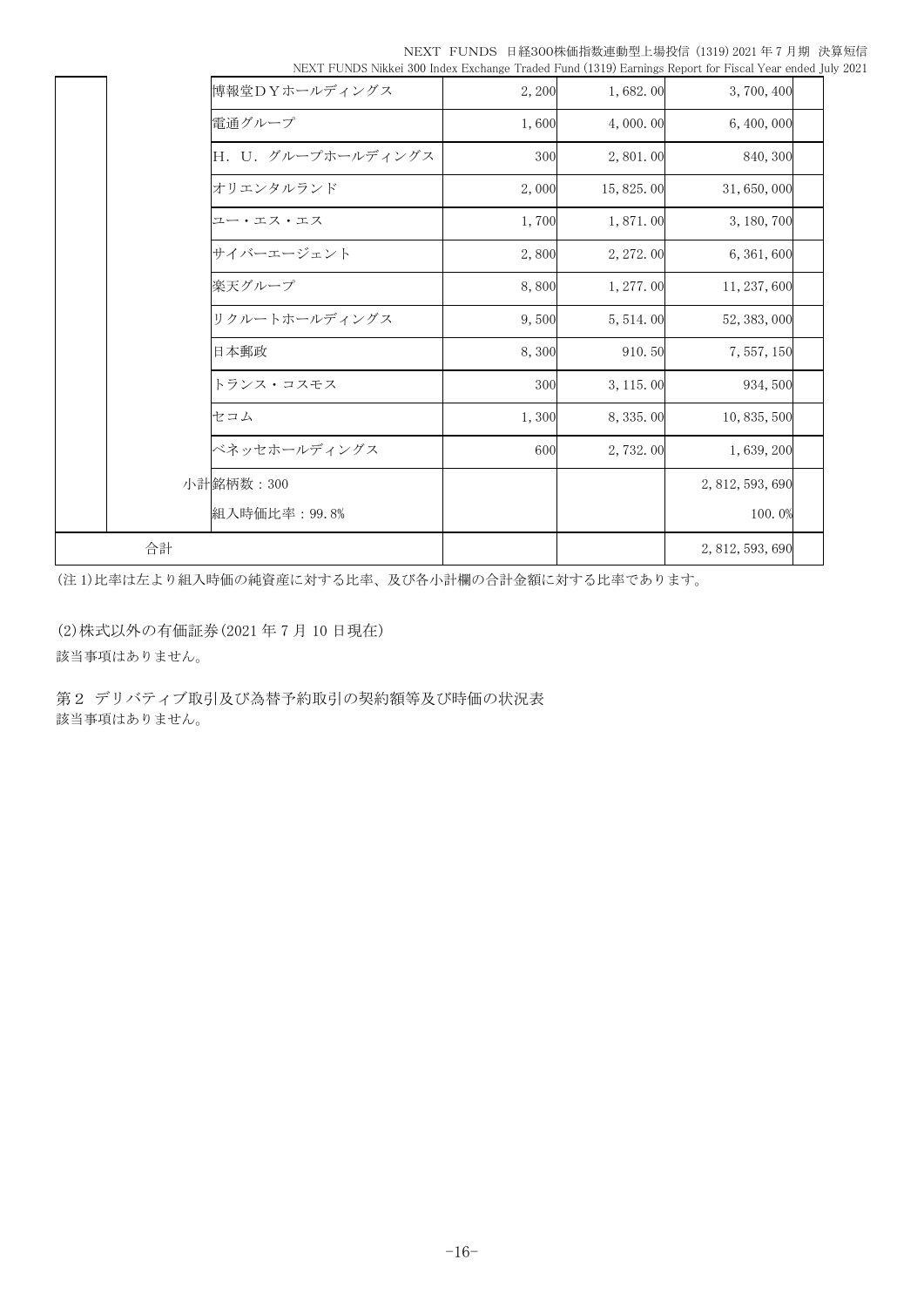| | | | | | | |
|---|---|---|---|---|---|---|
| | | 博報堂ＤＹホールディングス | 2,200 | 1,682.00 | 3,700,400 | |
| | | 電通グループ | 1,600 | 4,000.00 | 6,400,000 | |
| | | Ｈ．Ｕ．グループホールディングス | 300 | 2,801.00 | 840,300 | |
| | | オリエンタルランド | 2,000 | 15,825.00 | 31,650,000 | |
| | | ユー・エス・エス | 1,700 | 1,871.00 | 3,180,700 | |
| | | サイバーエージェント | 2,800 | 2,272.00 | 6,361,600 | |
| | | 楽天グループ | 8,800 | 1,277.00 | 11,237,600 | |
| | | リクルートホールディングス | 9,500 | 5,514.00 | 52,383,000 | |
| | | 日本郵政 | 8,300 | 910.50 | 7,557,150 | |
| | | トランス・コスモス | 300 | 3,115.00 | 934,500 | |
| | | セコム | 1,300 | 8,335.00 | 10,835,500 | |
| | | ベネッセホールディングス | 600 | 2,732.00 | 1,639,200 | |
| | 小計 | 銘柄数：300 | | | 2,812,593,690 | |
| | | 組入時価比率：99.8% | | | 100.0% | |
| 合計 | | | | | 2,812,593,690 | |

(注1)比率は左より組入時価の純資産に対する比率、及び各小計欄の合計金額に対する比率であります。

(2)株式以外の有価証券(2021年7月10日現在)

該当事項はありません。

第2 デリバティブ取引及び為替予約取引の契約額等及び時価の状況表

該当事項はありません。